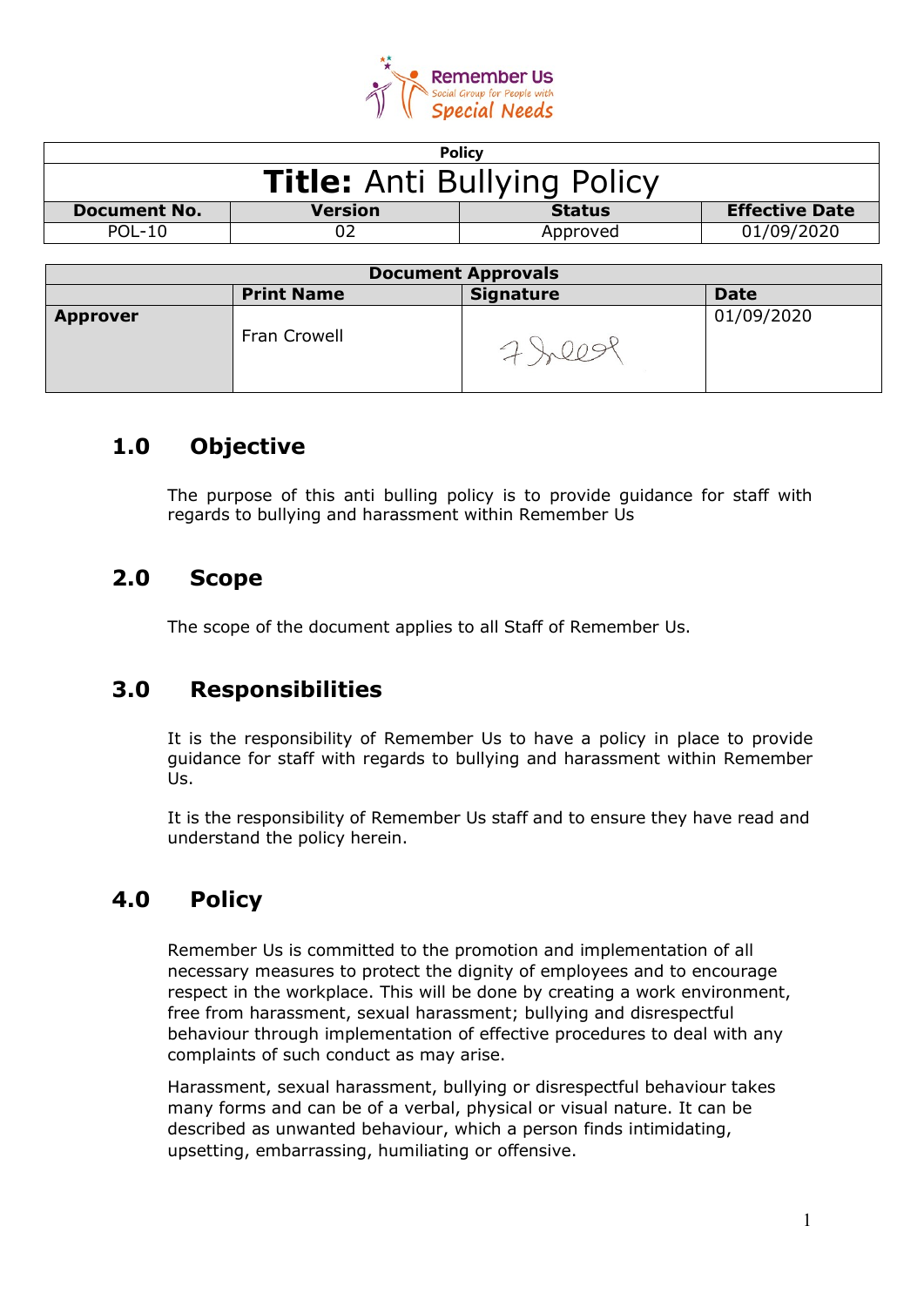Remember Us
Social Group for People with
Special Needs

| Policy | | | |
|---|---|---|---|
| **Title:** Anti Bullying Policy | | | |
| **Document No.** | **Version** | **Status** | **Effective Date** |
| POL-10 | 02 | Approved | 01/09/2020 |

| Document Approvals | | | |
|---|---|---|---|
| | **Print Name** | **Signature** | **Date** |
| **Approver** | Fran Crowell | | 01/09/2020 |

## 1.0 Objective

The purpose of this anti bulling policy is to provide guidance for staff with regards to bullying and harassment within Remember Us

## 2.0 Scope

The scope of the document applies to all Staff of Remember Us.

## 3.0 Responsibilities

It is the responsibility of Remember Us to have a policy in place to provide guidance for staff with regards to bullying and harassment within Remember Us.

It is the responsibility of Remember Us staff and to ensure they have read and understand the policy herein.

## 4.0 Policy

Remember Us is committed to the promotion and implementation of all necessary measures to protect the dignity of employees and to encourage respect in the workplace. This will be done by creating a work environment, free from harassment, sexual harassment; bullying and disrespectful behaviour through implementation of effective procedures to deal with any complaints of such conduct as may arise.

Harassment, sexual harassment, bullying or disrespectful behaviour takes many forms and can be of a verbal, physical or visual nature. It can be described as unwanted behaviour, which a person finds intimidating, upsetting, embarrassing, humiliating or offensive.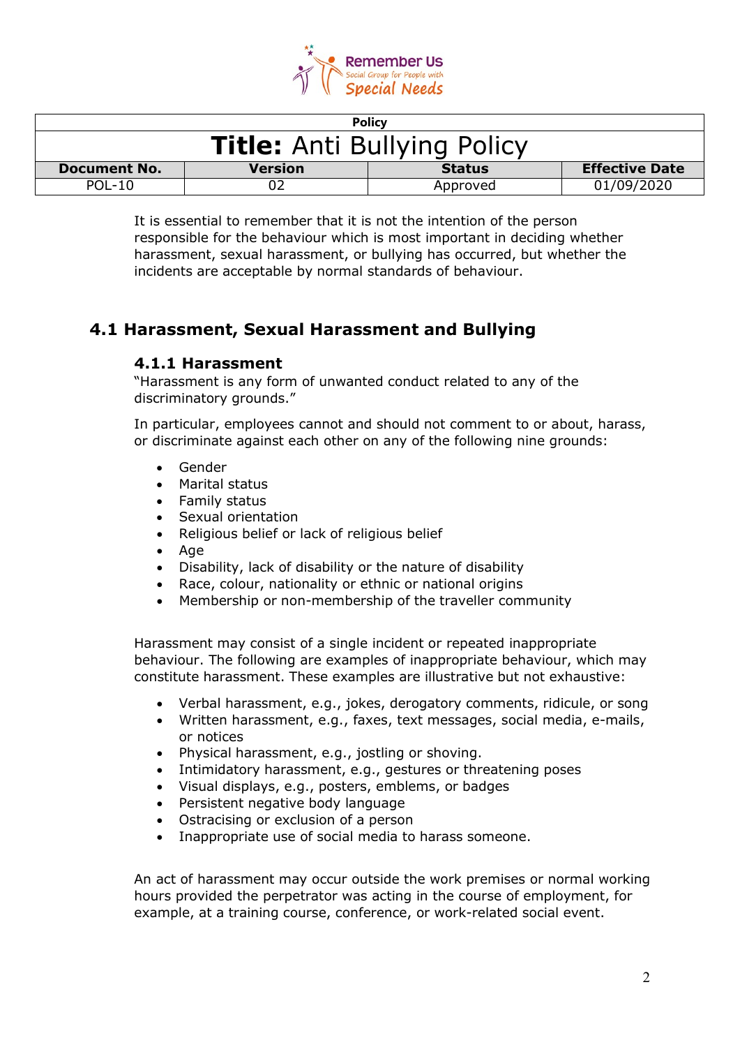It is essential to remember that it is not the intention of the person responsible for the behaviour which is most important in deciding whether harassment, sexual harassment, or bullying has occurred, but whether the incidents are acceptable by normal standards of behaviour.

## 4.1 Harassment, Sexual Harassment and Bullying

### 4.1.1 Harassment

"Harassment is any form of unwanted conduct related to any of the discriminatory grounds."

In particular, employees cannot and should not comment to or about, harass, or discriminate against each other on any of the following nine grounds:

- Gender
- Marital status
- Family status
- Sexual orientation
- Religious belief or lack of religious belief
- Age
- Disability, lack of disability or the nature of disability
- Race, colour, nationality or ethnic or national origins
- Membership or non-membership of the traveller community

Harassment may consist of a single incident or repeated inappropriate behaviour. The following are examples of inappropriate behaviour, which may constitute harassment. These examples are illustrative but not exhaustive:

- Verbal harassment, e.g., jokes, derogatory comments, ridicule, or song
- Written harassment, e.g., faxes, text messages, social media, e-mails, or notices
- Physical harassment, e.g., jostling or shoving.
- Intimidatory harassment, e.g., gestures or threatening poses
- Visual displays, e.g., posters, emblems, or badges
- Persistent negative body language
- Ostracising or exclusion of a person
- Inappropriate use of social media to harass someone.

An act of harassment may occur outside the work premises or normal working hours provided the perpetrator was acting in the course of employment, for example, at a training course, conference, or work-related social event.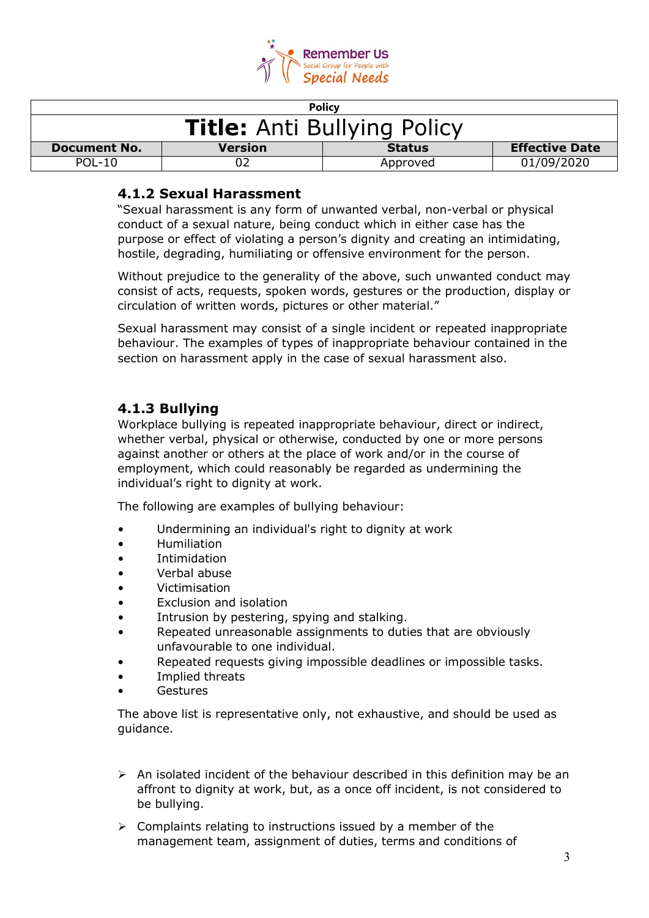### 4.1.2 Sexual Harassment

"Sexual harassment is any form of unwanted verbal, non-verbal or physical conduct of a sexual nature, being conduct which in either case has the purpose or effect of violating a person's dignity and creating an intimidating, hostile, degrading, humiliating or offensive environment for the person.

Without prejudice to the generality of the above, such unwanted conduct may consist of acts, requests, spoken words, gestures or the production, display or circulation of written words, pictures or other material."

Sexual harassment may consist of a single incident or repeated inappropriate behaviour. The examples of types of inappropriate behaviour contained in the section on harassment apply in the case of sexual harassment also.

### 4.1.3 Bullying

Workplace bullying is repeated inappropriate behaviour, direct or indirect, whether verbal, physical or otherwise, conducted by one or more persons against another or others at the place of work and/or in the course of employment, which could reasonably be regarded as undermining the individual's right to dignity at work.

The following are examples of bullying behaviour:

- Undermining an individual's right to dignity at work
- Humiliation
- Intimidation
- Verbal abuse
- Victimisation
- Exclusion and isolation
- Intrusion by pestering, spying and stalking.
- Repeated unreasonable assignments to duties that are obviously unfavourable to one individual.
- Repeated requests giving impossible deadlines or impossible tasks.
- Implied threats
- Gestures

The above list is representative only, not exhaustive, and should be used as guidance.

- An isolated incident of the behaviour described in this definition may be an affront to dignity at work, but, as a once off incident, is not considered to be bullying.
- Complaints relating to instructions issued by a member of the management team, assignment of duties, terms and conditions of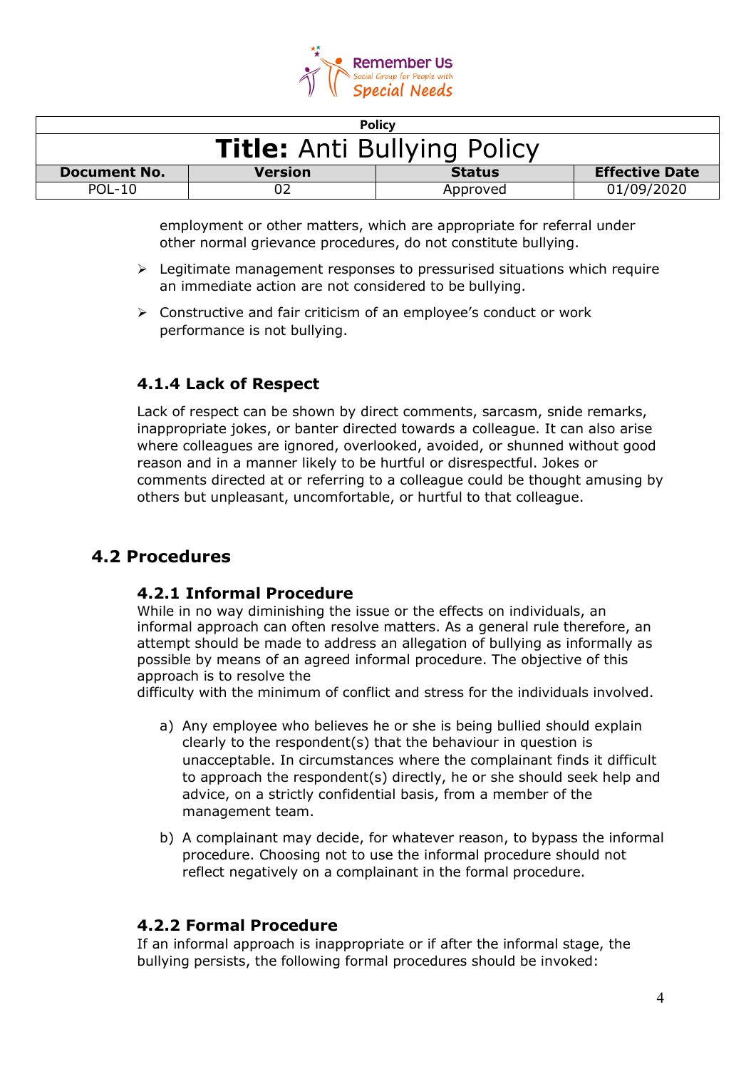employment or other matters, which are appropriate for referral under other normal grievance procedures, do not constitute bullying.

- Legitimate management responses to pressurised situations which require an immediate action are not considered to be bullying.
- Constructive and fair criticism of an employee's conduct or work performance is not bullying.

### 4.1.4 Lack of Respect

Lack of respect can be shown by direct comments, sarcasm, snide remarks, inappropriate jokes, or banter directed towards a colleague. It can also arise where colleagues are ignored, overlooked, avoided, or shunned without good reason and in a manner likely to be hurtful or disrespectful. Jokes or comments directed at or referring to a colleague could be thought amusing by others but unpleasant, uncomfortable, or hurtful to that colleague.

## 4.2 Procedures

### 4.2.1 Informal Procedure

While in no way diminishing the issue or the effects on individuals, an informal approach can often resolve matters. As a general rule therefore, an attempt should be made to address an allegation of bullying as informally as possible by means of an agreed informal procedure. The objective of this approach is to resolve the difficulty with the minimum of conflict and stress for the individuals involved.

a) Any employee who believes he or she is being bullied should explain clearly to the respondent(s) that the behaviour in question is unacceptable. In circumstances where the complainant finds it difficult to approach the respondent(s) directly, he or she should seek help and advice, on a strictly confidential basis, from a member of the management team.

b) A complainant may decide, for whatever reason, to bypass the informal procedure. Choosing not to use the informal procedure should not reflect negatively on a complainant in the formal procedure.

### 4.2.2 Formal Procedure

If an informal approach is inappropriate or if after the informal stage, the bullying persists, the following formal procedures should be invoked: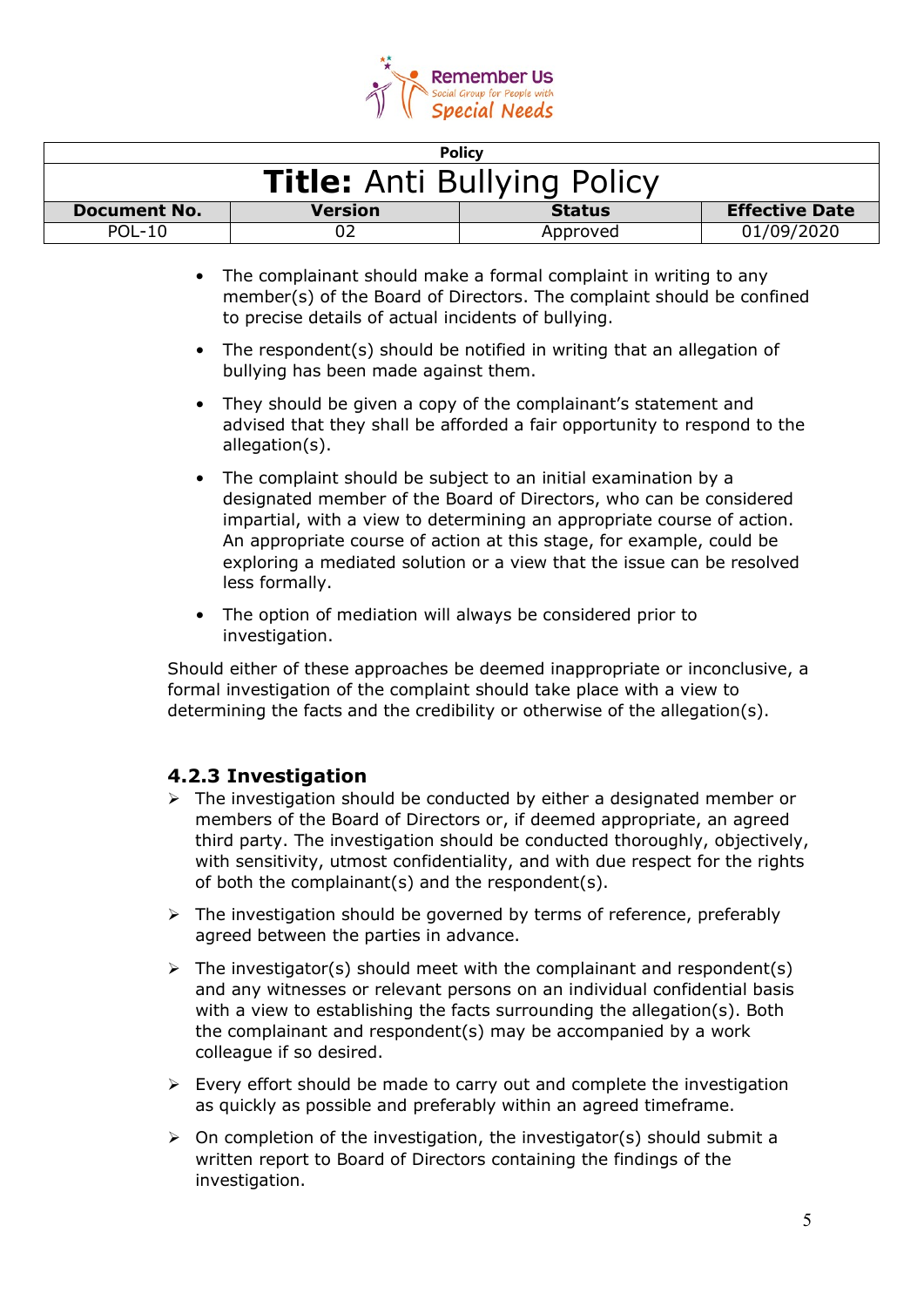- The complainant should make a formal complaint in writing to any member(s) of the Board of Directors. The complaint should be confined to precise details of actual incidents of bullying.
- The respondent(s) should be notified in writing that an allegation of bullying has been made against them.
- They should be given a copy of the complainant's statement and advised that they shall be afforded a fair opportunity to respond to the allegation(s).
- The complaint should be subject to an initial examination by a designated member of the Board of Directors, who can be considered impartial, with a view to determining an appropriate course of action. An appropriate course of action at this stage, for example, could be exploring a mediated solution or a view that the issue can be resolved less formally.
- The option of mediation will always be considered prior to investigation.

Should either of these approaches be deemed inappropriate or inconclusive, a formal investigation of the complaint should take place with a view to determining the facts and the credibility or otherwise of the allegation(s).

### 4.2.3 Investigation

- The investigation should be conducted by either a designated member or members of the Board of Directors or, if deemed appropriate, an agreed third party. The investigation should be conducted thoroughly, objectively, with sensitivity, utmost confidentiality, and with due respect for the rights of both the complainant(s) and the respondent(s).
- The investigation should be governed by terms of reference, preferably agreed between the parties in advance.
- The investigator(s) should meet with the complainant and respondent(s) and any witnesses or relevant persons on an individual confidential basis with a view to establishing the facts surrounding the allegation(s). Both the complainant and respondent(s) may be accompanied by a work colleague if so desired.
- Every effort should be made to carry out and complete the investigation as quickly as possible and preferably within an agreed timeframe.
- On completion of the investigation, the investigator(s) should submit a written report to Board of Directors containing the findings of the investigation.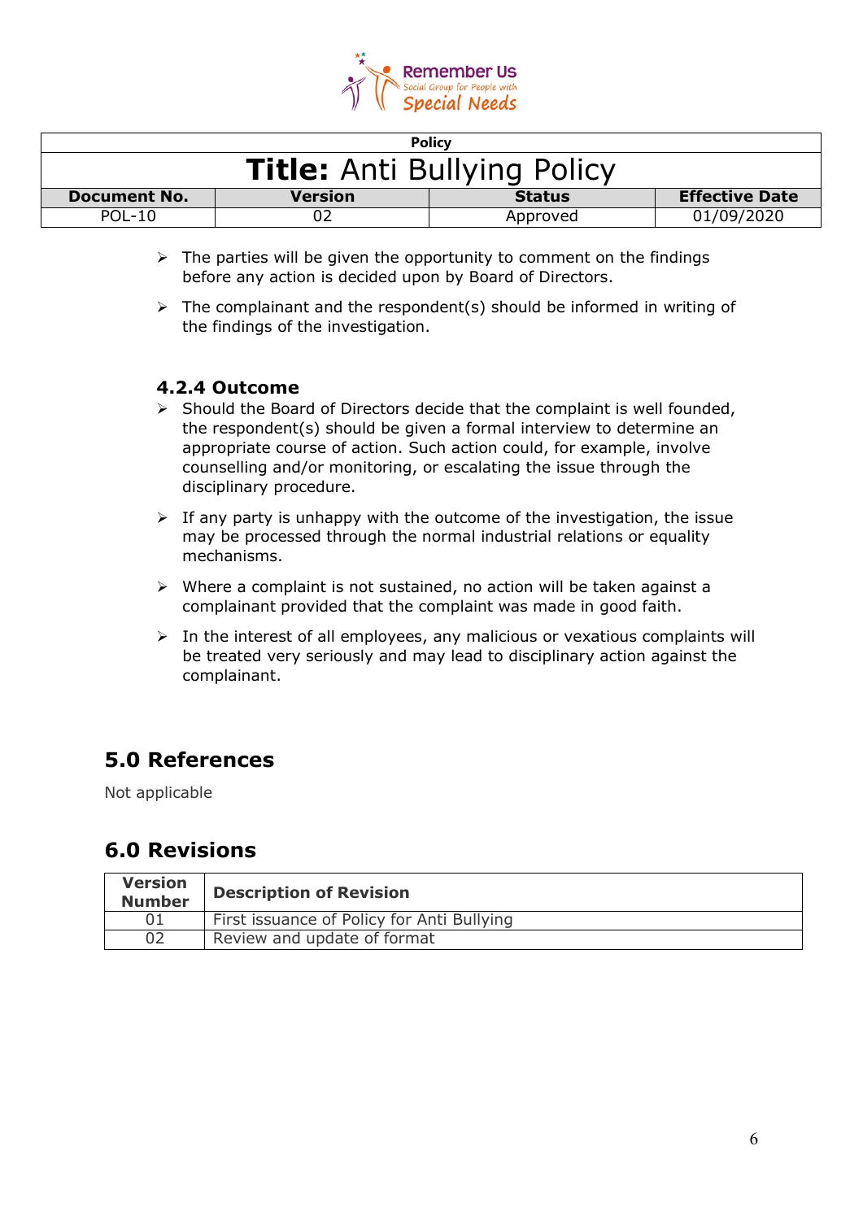- The parties will be given the opportunity to comment on the findings before any action is decided upon by Board of Directors.
- The complainant and the respondent(s) should be informed in writing of the findings of the investigation.

### 4.2.4 Outcome

- Should the Board of Directors decide that the complaint is well founded, the respondent(s) should be given a formal interview to determine an appropriate course of action. Such action could, for example, involve counselling and/or monitoring, or escalating the issue through the disciplinary procedure.
- If any party is unhappy with the outcome of the investigation, the issue may be processed through the normal industrial relations or equality mechanisms.
- Where a complaint is not sustained, no action will be taken against a complainant provided that the complaint was made in good faith.
- In the interest of all employees, any malicious or vexatious complaints will be treated very seriously and may lead to disciplinary action against the complainant.

## 5.0 References

Not applicable

## 6.0 Revisions

| Version Number | Description of Revision |
|---|---|
| 01 | First issuance of Policy for Anti Bullying |
| 02 | Review and update of format |